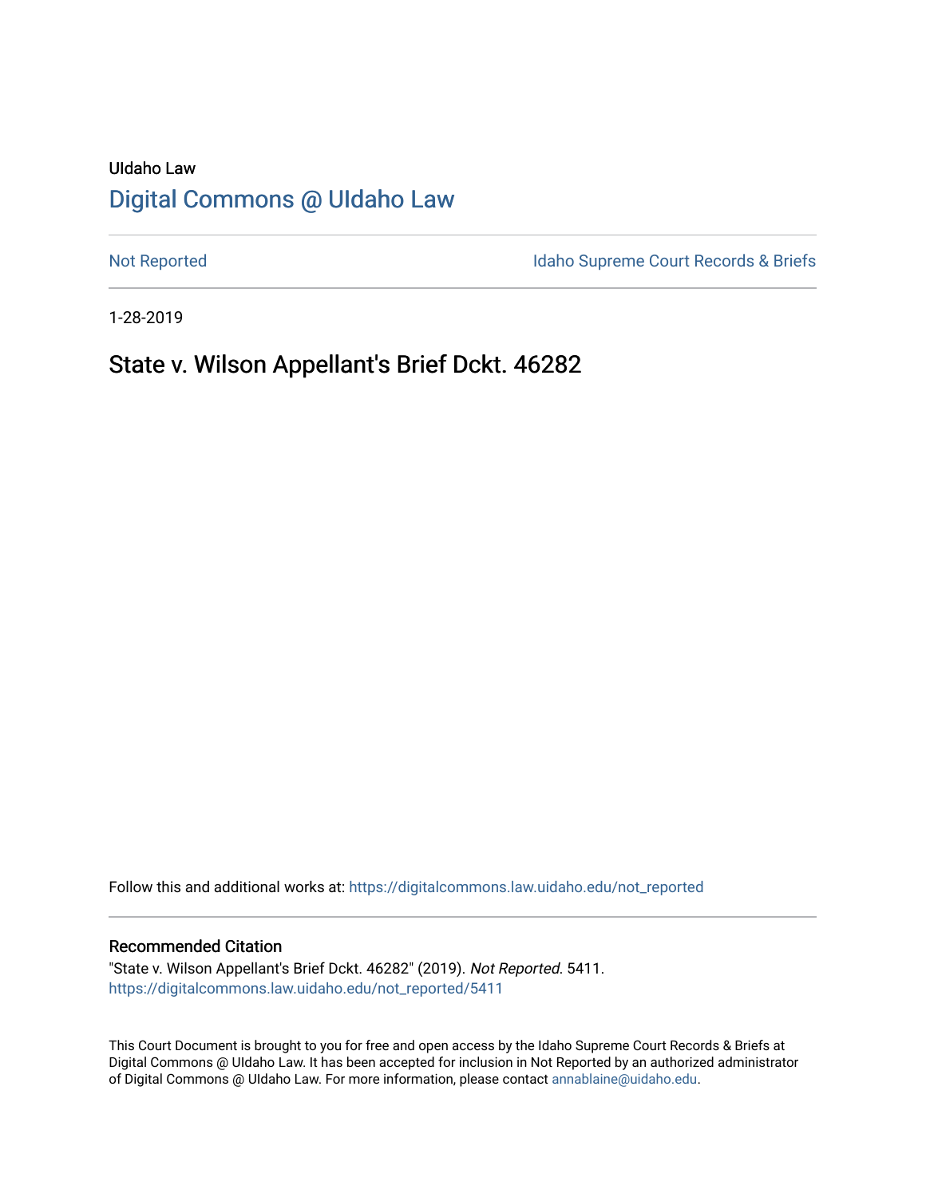UIdaho Law

# Digital Commons @ UIdaho Law

Not Reported

Idaho Supreme Court Records & Briefs

1-28-2019

## State v. Wilson Appellant's Brief Dckt. 46282

Follow this and additional works at: https://digitalcommons.law.uidaho.edu/not_reported

### Recommended Citation

"State v. Wilson Appellant's Brief Dckt. 46282" (2019). *Not Reported*. 5411.
https://digitalcommons.law.uidaho.edu/not_reported/5411

This Court Document is brought to you for free and open access by the Idaho Supreme Court Records & Briefs at Digital Commons @ UIdaho Law. It has been accepted for inclusion in Not Reported by an authorized administrator of Digital Commons @ UIdaho Law. For more information, please contact annablaine@uidaho.edu.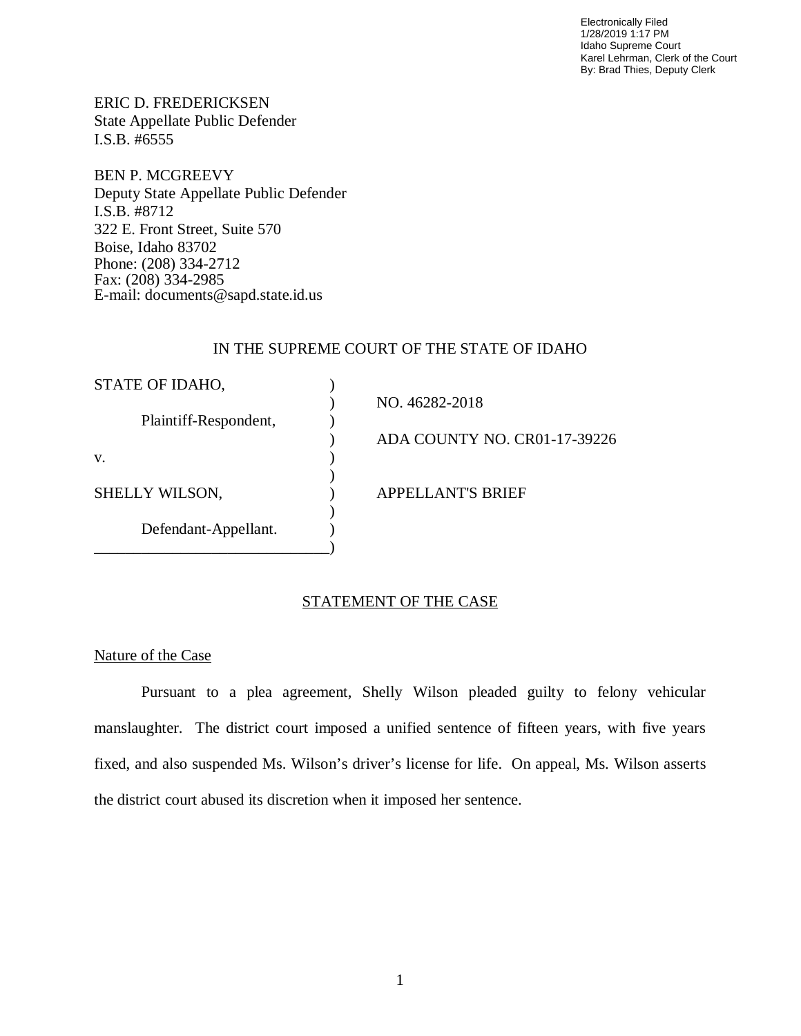Electronically Filed
1/28/2019 1:17 PM
Idaho Supreme Court
Karel Lehrman, Clerk of the Court
By: Brad Thies, Deputy Clerk

ERIC D. FREDERICKSEN
State Appellate Public Defender
I.S.B. #6555

BEN P. MCGREEVY
Deputy State Appellate Public Defender
I.S.B. #8712
322 E. Front Street, Suite 570
Boise, Idaho 83702
Phone: (208) 334-2712
Fax: (208) 334-2985
E-mail: documents@sapd.state.id.us

IN THE SUPREME COURT OF THE STATE OF IDAHO

| | | |
|---|---|---|
| STATE OF IDAHO, | ) | |
| | ) | NO. 46282-2018 |
| Plaintiff-Respondent, | ) | |
| | ) | ADA COUNTY NO. CR01-17-39226 |
| v. | ) | |
| | ) | |
| SHELLY WILSON, | ) | APPELLANT'S BRIEF |
| | ) | |
| Defendant-Appellant. | ) | |
| ______________________________ | ) | |

## STATEMENT OF THE CASE

### Nature of the Case

Pursuant to a plea agreement, Shelly Wilson pleaded guilty to felony vehicular manslaughter. The district court imposed a unified sentence of fifteen years, with five years fixed, and also suspended Ms. Wilson's driver's license for life. On appeal, Ms. Wilson asserts the district court abused its discretion when it imposed her sentence.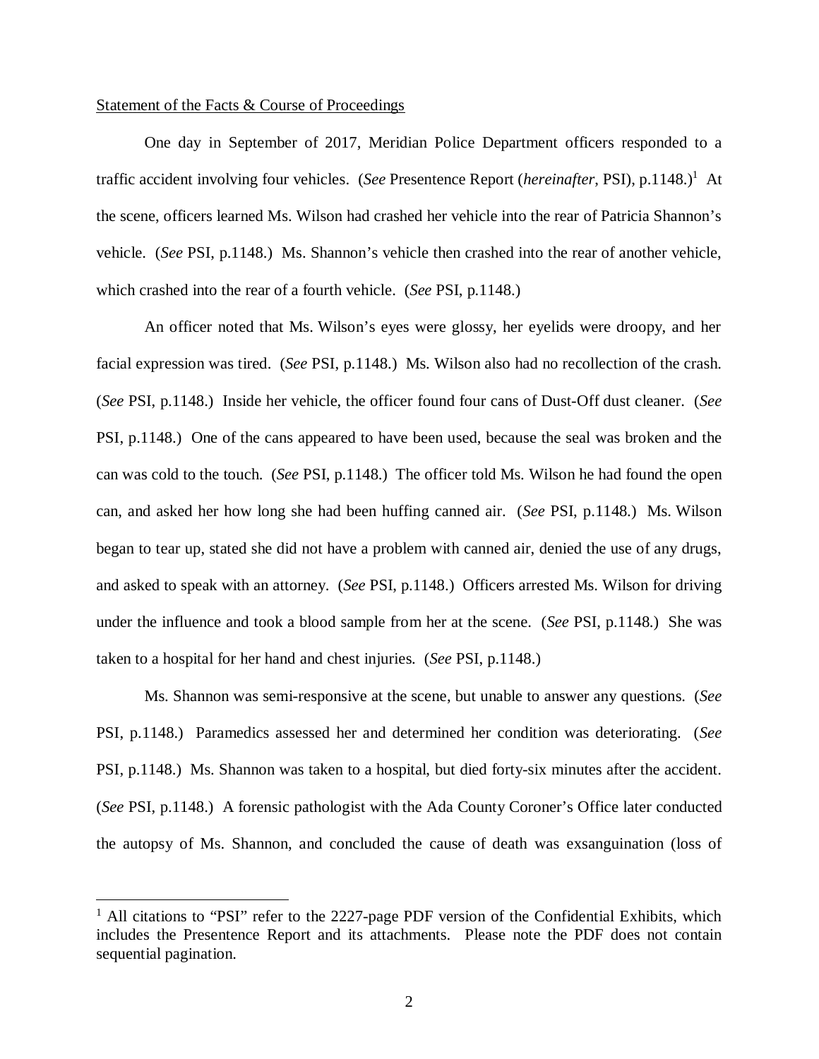Statement of the Facts & Course of Proceedings

One day in September of 2017, Meridian Police Department officers responded to a traffic accident involving four vehicles. (*See* Presentence Report (*hereinafter*, PSI), p.1148.)[1] At the scene, officers learned Ms. Wilson had crashed her vehicle into the rear of Patricia Shannon's vehicle. (*See* PSI, p.1148.) Ms. Shannon's vehicle then crashed into the rear of another vehicle, which crashed into the rear of a fourth vehicle. (*See* PSI, p.1148.)

An officer noted that Ms. Wilson's eyes were glossy, her eyelids were droopy, and her facial expression was tired. (*See* PSI, p.1148.) Ms. Wilson also had no recollection of the crash. (*See* PSI, p.1148.) Inside her vehicle, the officer found four cans of Dust-Off dust cleaner. (*See* PSI, p.1148.) One of the cans appeared to have been used, because the seal was broken and the can was cold to the touch. (*See* PSI, p.1148.) The officer told Ms. Wilson he had found the open can, and asked her how long she had been huffing canned air. (*See* PSI, p.1148.) Ms. Wilson began to tear up, stated she did not have a problem with canned air, denied the use of any drugs, and asked to speak with an attorney. (*See* PSI, p.1148.) Officers arrested Ms. Wilson for driving under the influence and took a blood sample from her at the scene. (*See* PSI, p.1148.) She was taken to a hospital for her hand and chest injuries. (*See* PSI, p.1148.)

Ms. Shannon was semi-responsive at the scene, but unable to answer any questions. (*See* PSI, p.1148.) Paramedics assessed her and determined her condition was deteriorating. (*See* PSI, p.1148.) Ms. Shannon was taken to a hospital, but died forty-six minutes after the accident. (*See* PSI, p.1148.) A forensic pathologist with the Ada County Coroner's Office later conducted the autopsy of Ms. Shannon, and concluded the cause of death was exsanguination (loss of

---

[1] All citations to "PSI" refer to the 2227-page PDF version of the Confidential Exhibits, which includes the Presentence Report and its attachments. Please note the PDF does not contain sequential pagination.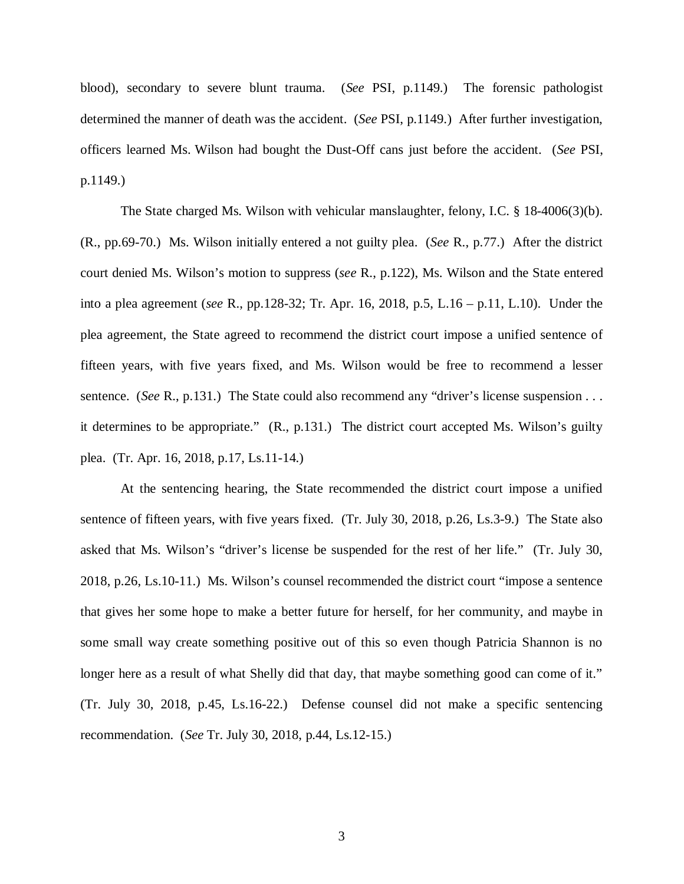blood), secondary to severe blunt trauma. (*See* PSI, p.1149.) The forensic pathologist determined the manner of death was the accident. (*See* PSI, p.1149.) After further investigation, officers learned Ms. Wilson had bought the Dust-Off cans just before the accident. (*See* PSI, p.1149.)

The State charged Ms. Wilson with vehicular manslaughter, felony, I.C. § 18-4006(3)(b). (R., pp.69-70.) Ms. Wilson initially entered a not guilty plea. (*See* R., p.77.) After the district court denied Ms. Wilson's motion to suppress (*see* R., p.122), Ms. Wilson and the State entered into a plea agreement (*see* R., pp.128-32; Tr. Apr. 16, 2018, p.5, L.16 – p.11, L.10). Under the plea agreement, the State agreed to recommend the district court impose a unified sentence of fifteen years, with five years fixed, and Ms. Wilson would be free to recommend a lesser sentence. (*See* R., p.131.) The State could also recommend any "driver's license suspension . . . it determines to be appropriate." (R., p.131.) The district court accepted Ms. Wilson's guilty plea. (Tr. Apr. 16, 2018, p.17, Ls.11-14.)

At the sentencing hearing, the State recommended the district court impose a unified sentence of fifteen years, with five years fixed. (Tr. July 30, 2018, p.26, Ls.3-9.) The State also asked that Ms. Wilson's "driver's license be suspended for the rest of her life." (Tr. July 30, 2018, p.26, Ls.10-11.) Ms. Wilson's counsel recommended the district court "impose a sentence that gives her some hope to make a better future for herself, for her community, and maybe in some small way create something positive out of this so even though Patricia Shannon is no longer here as a result of what Shelly did that day, that maybe something good can come of it." (Tr. July 30, 2018, p.45, Ls.16-22.) Defense counsel did not make a specific sentencing recommendation. (*See* Tr. July 30, 2018, p.44, Ls.12-15.)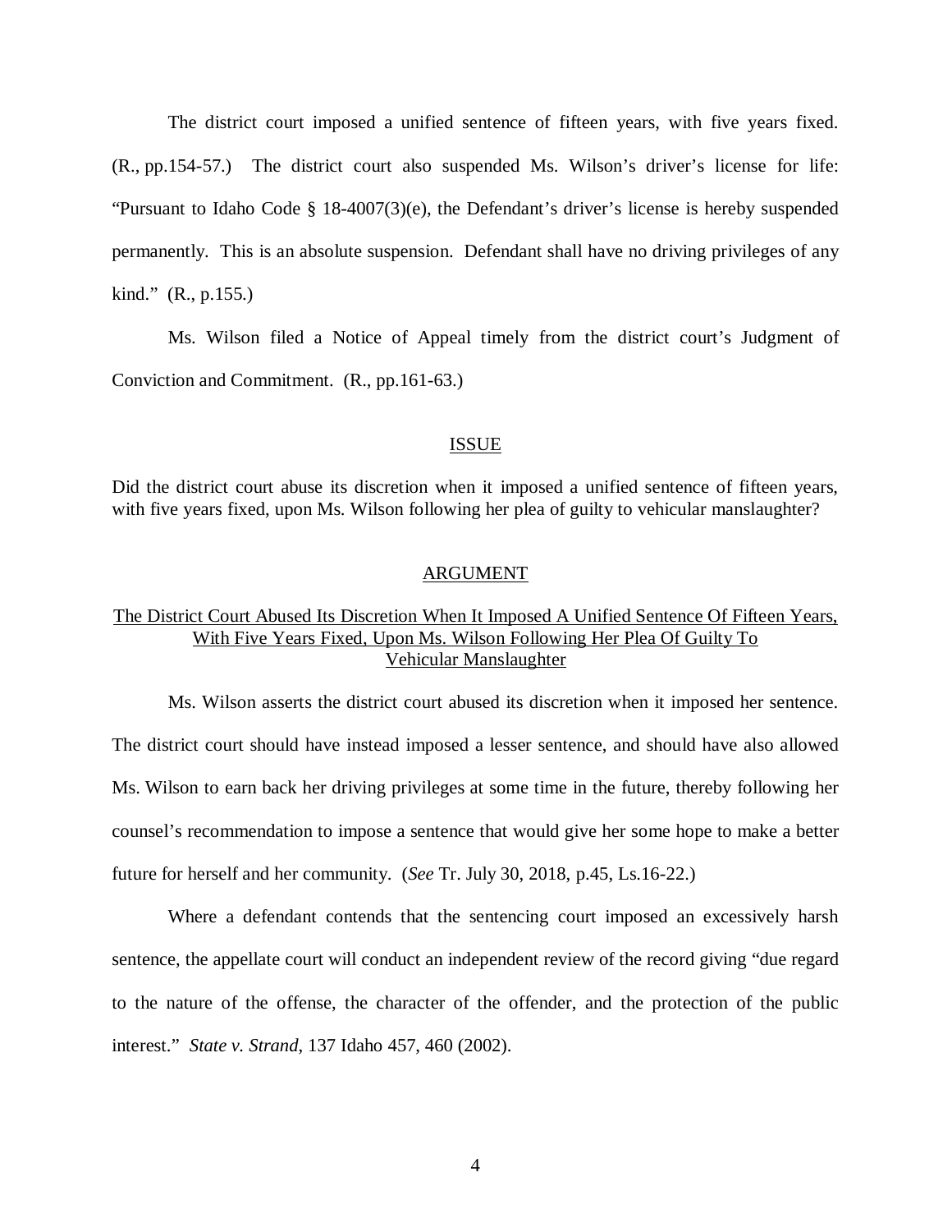The district court imposed a unified sentence of fifteen years, with five years fixed. (R., pp.154-57.) The district court also suspended Ms. Wilson's driver's license for life: "Pursuant to Idaho Code § 18-4007(3)(e), the Defendant's driver's license is hereby suspended permanently. This is an absolute suspension. Defendant shall have no driving privileges of any kind." (R., p.155.)

Ms. Wilson filed a Notice of Appeal timely from the district court's Judgment of Conviction and Commitment. (R., pp.161-63.)

## ISSUE

Did the district court abuse its discretion when it imposed a unified sentence of fifteen years, with five years fixed, upon Ms. Wilson following her plea of guilty to vehicular manslaughter?

## ARGUMENT

### The District Court Abused Its Discretion When It Imposed A Unified Sentence Of Fifteen Years, With Five Years Fixed, Upon Ms. Wilson Following Her Plea Of Guilty To Vehicular Manslaughter

Ms. Wilson asserts the district court abused its discretion when it imposed her sentence. The district court should have instead imposed a lesser sentence, and should have also allowed Ms. Wilson to earn back her driving privileges at some time in the future, thereby following her counsel's recommendation to impose a sentence that would give her some hope to make a better future for herself and her community. (*See* Tr. July 30, 2018, p.45, Ls.16-22.)

Where a defendant contends that the sentencing court imposed an excessively harsh sentence, the appellate court will conduct an independent review of the record giving "due regard to the nature of the offense, the character of the offender, and the protection of the public interest." *State v. Strand*, 137 Idaho 457, 460 (2002).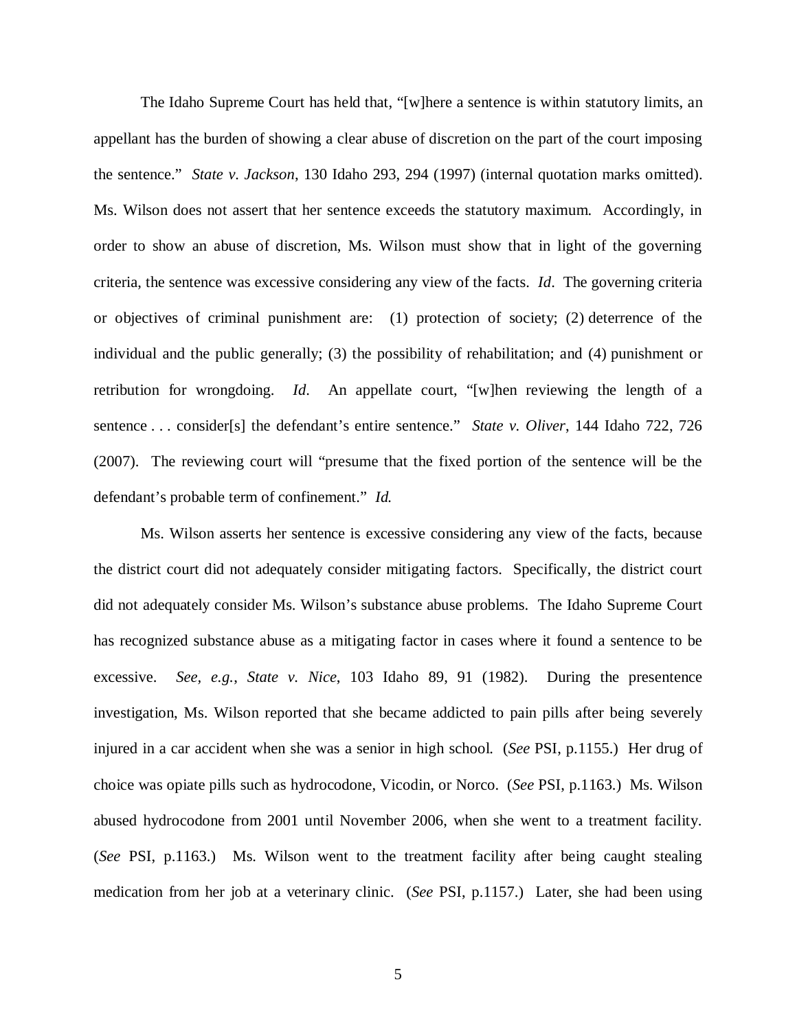The Idaho Supreme Court has held that, "[w]here a sentence is within statutory limits, an appellant has the burden of showing a clear abuse of discretion on the part of the court imposing the sentence." *State v. Jackson*, 130 Idaho 293, 294 (1997) (internal quotation marks omitted). Ms. Wilson does not assert that her sentence exceeds the statutory maximum. Accordingly, in order to show an abuse of discretion, Ms. Wilson must show that in light of the governing criteria, the sentence was excessive considering any view of the facts. *Id*. The governing criteria or objectives of criminal punishment are: (1) protection of society; (2) deterrence of the individual and the public generally; (3) the possibility of rehabilitation; and (4) punishment or retribution for wrongdoing. *Id*. An appellate court, "[w]hen reviewing the length of a sentence . . . consider[s] the defendant's entire sentence." *State v. Oliver*, 144 Idaho 722, 726 (2007). The reviewing court will "presume that the fixed portion of the sentence will be the defendant's probable term of confinement." *Id.*

Ms. Wilson asserts her sentence is excessive considering any view of the facts, because the district court did not adequately consider mitigating factors. Specifically, the district court did not adequately consider Ms. Wilson's substance abuse problems. The Idaho Supreme Court has recognized substance abuse as a mitigating factor in cases where it found a sentence to be excessive. *See, e.g.*, *State v. Nice*, 103 Idaho 89, 91 (1982). During the presentence investigation, Ms. Wilson reported that she became addicted to pain pills after being severely injured in a car accident when she was a senior in high school. (*See* PSI, p.1155.) Her drug of choice was opiate pills such as hydrocodone, Vicodin, or Norco. (*See* PSI, p.1163.) Ms. Wilson abused hydrocodone from 2001 until November 2006, when she went to a treatment facility. (*See* PSI, p.1163.) Ms. Wilson went to the treatment facility after being caught stealing medication from her job at a veterinary clinic. (*See* PSI, p.1157.) Later, she had been using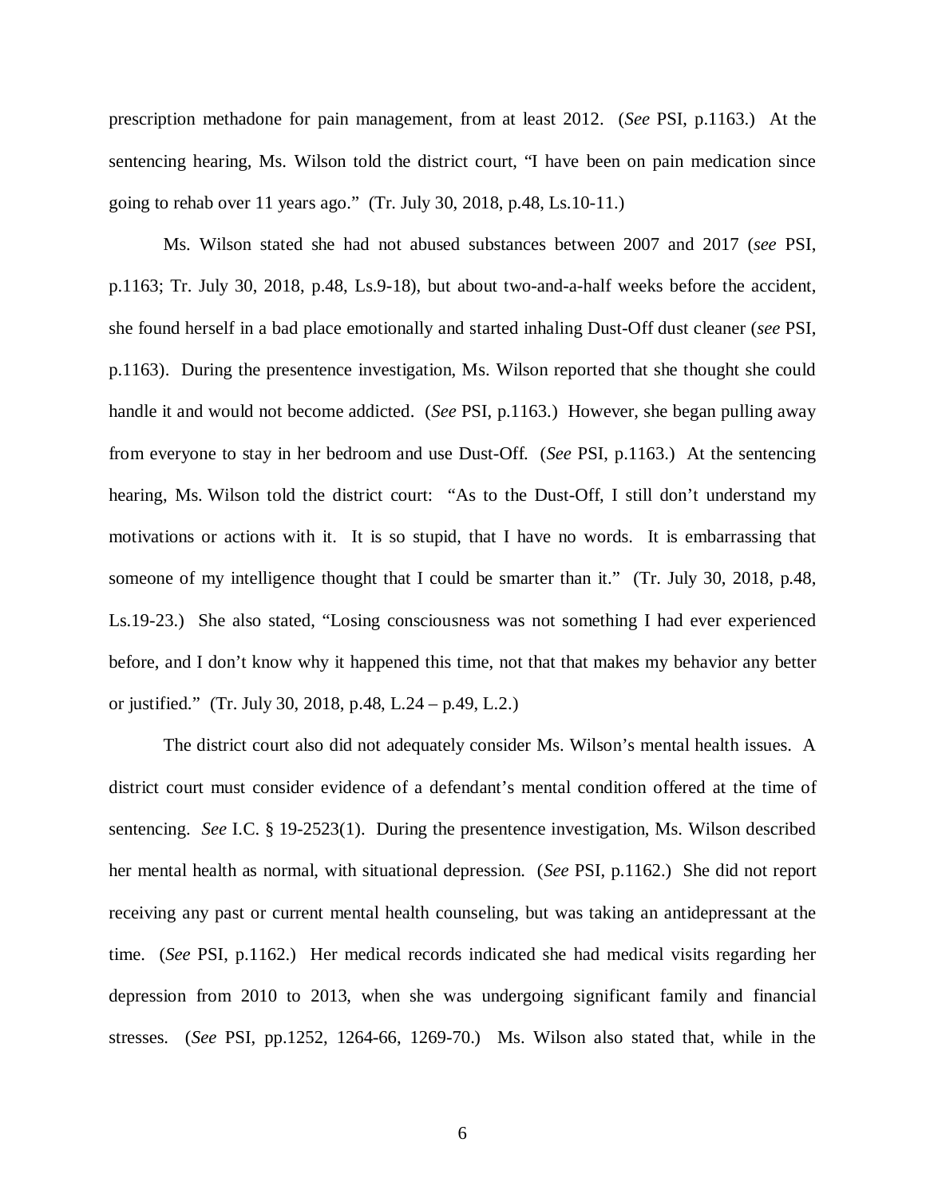prescription methadone for pain management, from at least 2012. (*See* PSI, p.1163.) At the sentencing hearing, Ms. Wilson told the district court, "I have been on pain medication since going to rehab over 11 years ago." (Tr. July 30, 2018, p.48, Ls.10-11.)

Ms. Wilson stated she had not abused substances between 2007 and 2017 (*see* PSI, p.1163; Tr. July 30, 2018, p.48, Ls.9-18), but about two-and-a-half weeks before the accident, she found herself in a bad place emotionally and started inhaling Dust-Off dust cleaner (*see* PSI, p.1163). During the presentence investigation, Ms. Wilson reported that she thought she could handle it and would not become addicted. (*See* PSI, p.1163.) However, she began pulling away from everyone to stay in her bedroom and use Dust-Off. (*See* PSI, p.1163.) At the sentencing hearing, Ms. Wilson told the district court: "As to the Dust-Off, I still don't understand my motivations or actions with it. It is so stupid, that I have no words. It is embarrassing that someone of my intelligence thought that I could be smarter than it." (Tr. July 30, 2018, p.48, Ls.19-23.) She also stated, "Losing consciousness was not something I had ever experienced before, and I don't know why it happened this time, not that that makes my behavior any better or justified." (Tr. July 30, 2018, p.48, L.24 – p.49, L.2.)

The district court also did not adequately consider Ms. Wilson's mental health issues. A district court must consider evidence of a defendant's mental condition offered at the time of sentencing. *See* I.C. § 19-2523(1). During the presentence investigation, Ms. Wilson described her mental health as normal, with situational depression. (*See* PSI, p.1162.) She did not report receiving any past or current mental health counseling, but was taking an antidepressant at the time. (*See* PSI, p.1162.) Her medical records indicated she had medical visits regarding her depression from 2010 to 2013, when she was undergoing significant family and financial stresses. (*See* PSI, pp.1252, 1264-66, 1269-70.) Ms. Wilson also stated that, while in the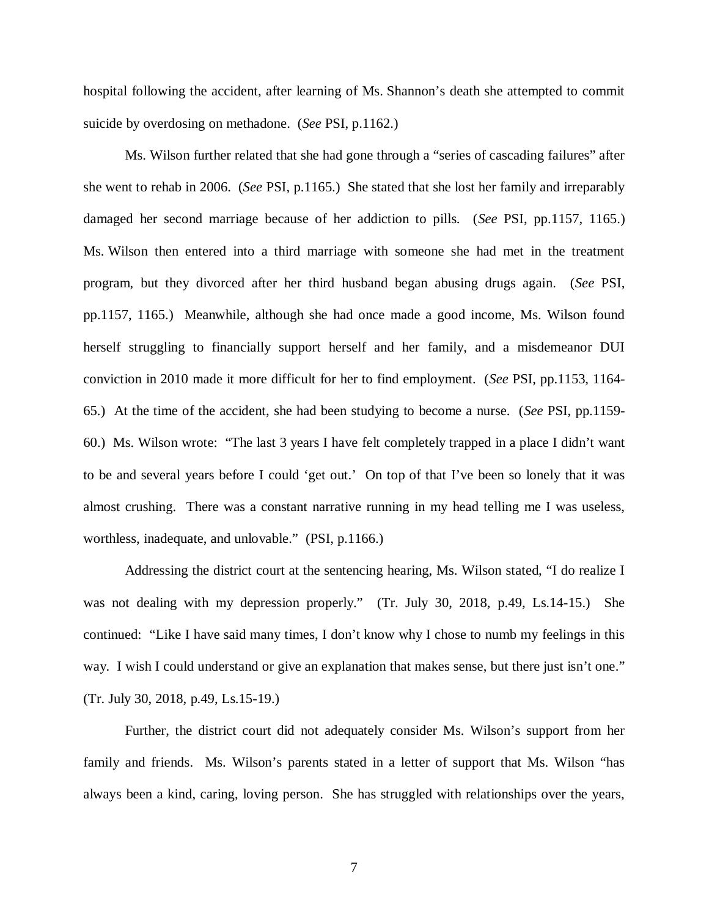hospital following the accident, after learning of Ms. Shannon's death she attempted to commit suicide by overdosing on methadone. (*See* PSI, p.1162.)

Ms. Wilson further related that she had gone through a "series of cascading failures" after she went to rehab in 2006. (*See* PSI, p.1165.) She stated that she lost her family and irreparably damaged her second marriage because of her addiction to pills. (*See* PSI, pp.1157, 1165.) Ms. Wilson then entered into a third marriage with someone she had met in the treatment program, but they divorced after her third husband began abusing drugs again. (*See* PSI, pp.1157, 1165.) Meanwhile, although she had once made a good income, Ms. Wilson found herself struggling to financially support herself and her family, and a misdemeanor DUI conviction in 2010 made it more difficult for her to find employment. (*See* PSI, pp.1153, 1164-65.) At the time of the accident, she had been studying to become a nurse. (*See* PSI, pp.1159-60.) Ms. Wilson wrote: "The last 3 years I have felt completely trapped in a place I didn't want to be and several years before I could 'get out.' On top of that I've been so lonely that it was almost crushing. There was a constant narrative running in my head telling me I was useless, worthless, inadequate, and unlovable." (PSI, p.1166.)

Addressing the district court at the sentencing hearing, Ms. Wilson stated, "I do realize I was not dealing with my depression properly." (Tr. July 30, 2018, p.49, Ls.14-15.) She continued: "Like I have said many times, I don't know why I chose to numb my feelings in this way. I wish I could understand or give an explanation that makes sense, but there just isn't one." (Tr. July 30, 2018, p.49, Ls.15-19.)

Further, the district court did not adequately consider Ms. Wilson's support from her family and friends. Ms. Wilson's parents stated in a letter of support that Ms. Wilson "has always been a kind, caring, loving person. She has struggled with relationships over the years,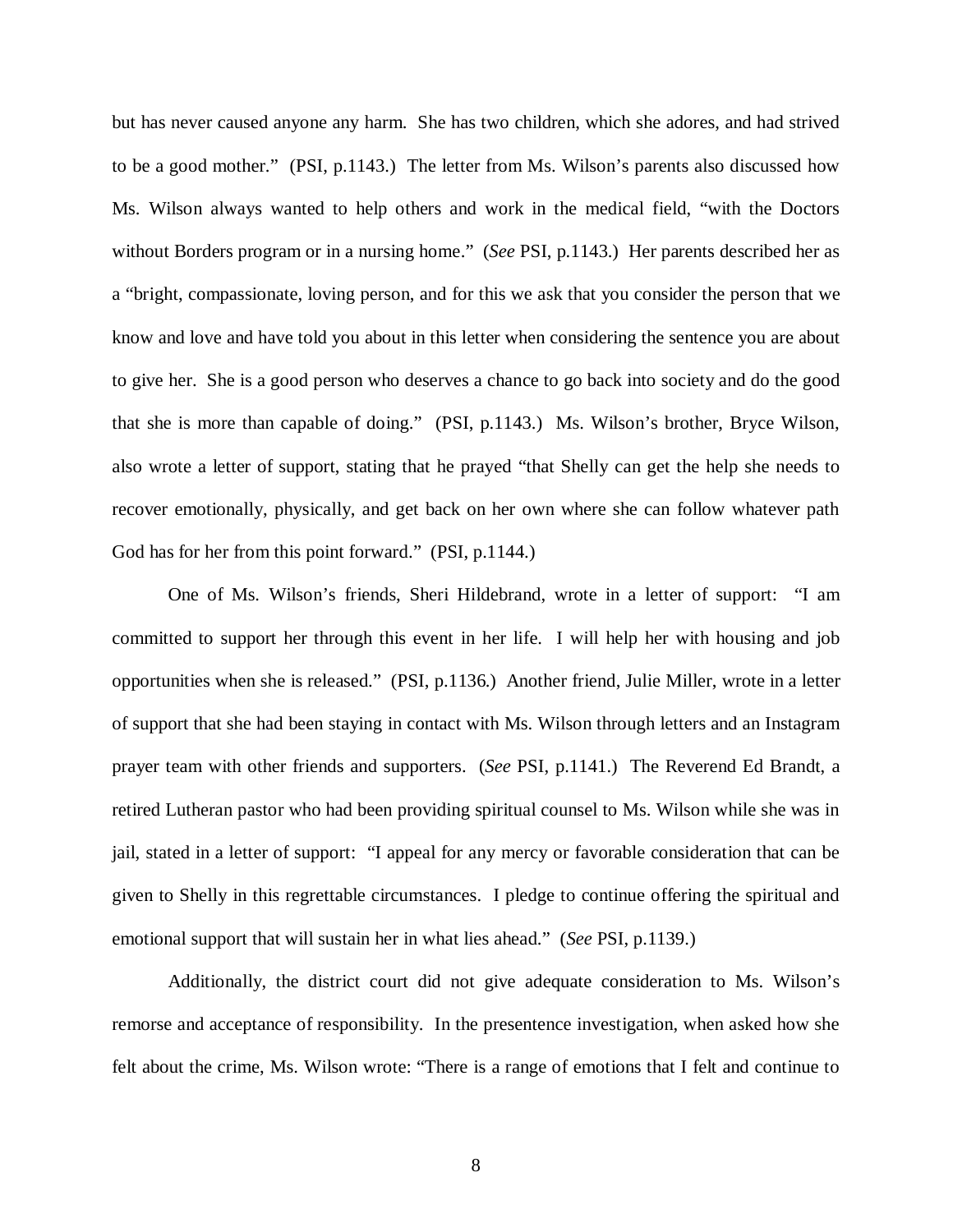but has never caused anyone any harm. She has two children, which she adores, and had strived to be a good mother." (PSI, p.1143.) The letter from Ms. Wilson's parents also discussed how Ms. Wilson always wanted to help others and work in the medical field, "with the Doctors without Borders program or in a nursing home." (*See* PSI, p.1143.) Her parents described her as a "bright, compassionate, loving person, and for this we ask that you consider the person that we know and love and have told you about in this letter when considering the sentence you are about to give her. She is a good person who deserves a chance to go back into society and do the good that she is more than capable of doing." (PSI, p.1143.) Ms. Wilson's brother, Bryce Wilson, also wrote a letter of support, stating that he prayed "that Shelly can get the help she needs to recover emotionally, physically, and get back on her own where she can follow whatever path God has for her from this point forward." (PSI, p.1144.)

One of Ms. Wilson's friends, Sheri Hildebrand, wrote in a letter of support: "I am committed to support her through this event in her life. I will help her with housing and job opportunities when she is released." (PSI, p.1136.) Another friend, Julie Miller, wrote in a letter of support that she had been staying in contact with Ms. Wilson through letters and an Instagram prayer team with other friends and supporters. (*See* PSI, p.1141.) The Reverend Ed Brandt, a retired Lutheran pastor who had been providing spiritual counsel to Ms. Wilson while she was in jail, stated in a letter of support: "I appeal for any mercy or favorable consideration that can be given to Shelly in this regrettable circumstances. I pledge to continue offering the spiritual and emotional support that will sustain her in what lies ahead." (*See* PSI, p.1139.)

Additionally, the district court did not give adequate consideration to Ms. Wilson's remorse and acceptance of responsibility. In the presentence investigation, when asked how she felt about the crime, Ms. Wilson wrote: "There is a range of emotions that I felt and continue to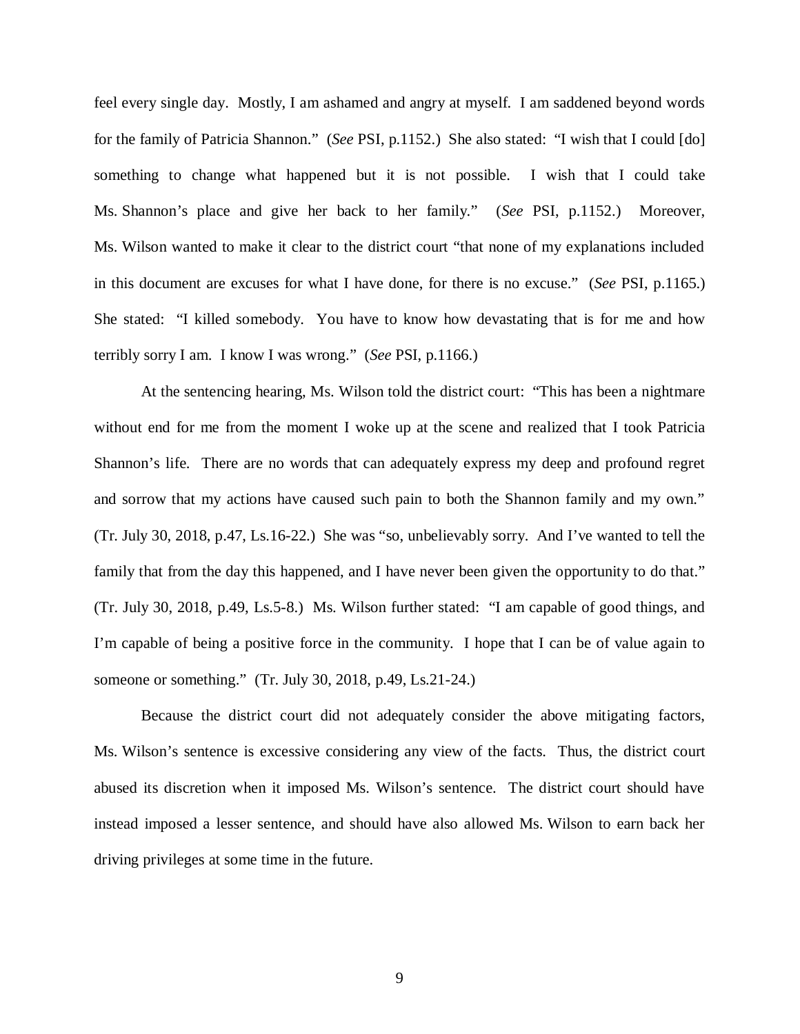feel every single day. Mostly, I am ashamed and angry at myself. I am saddened beyond words for the family of Patricia Shannon." (*See* PSI, p.1152.) She also stated: "I wish that I could [do] something to change what happened but it is not possible. I wish that I could take Ms. Shannon's place and give her back to her family." (*See* PSI, p.1152.) Moreover, Ms. Wilson wanted to make it clear to the district court "that none of my explanations included in this document are excuses for what I have done, for there is no excuse." (*See* PSI, p.1165.) She stated: "I killed somebody. You have to know how devastating that is for me and how terribly sorry I am. I know I was wrong." (*See* PSI, p.1166.)

At the sentencing hearing, Ms. Wilson told the district court: "This has been a nightmare without end for me from the moment I woke up at the scene and realized that I took Patricia Shannon's life. There are no words that can adequately express my deep and profound regret and sorrow that my actions have caused such pain to both the Shannon family and my own." (Tr. July 30, 2018, p.47, Ls.16-22.) She was "so, unbelievably sorry. And I've wanted to tell the family that from the day this happened, and I have never been given the opportunity to do that." (Tr. July 30, 2018, p.49, Ls.5-8.) Ms. Wilson further stated: "I am capable of good things, and I'm capable of being a positive force in the community. I hope that I can be of value again to someone or something." (Tr. July 30, 2018, p.49, Ls.21-24.)

Because the district court did not adequately consider the above mitigating factors, Ms. Wilson's sentence is excessive considering any view of the facts. Thus, the district court abused its discretion when it imposed Ms. Wilson's sentence. The district court should have instead imposed a lesser sentence, and should have also allowed Ms. Wilson to earn back her driving privileges at some time in the future.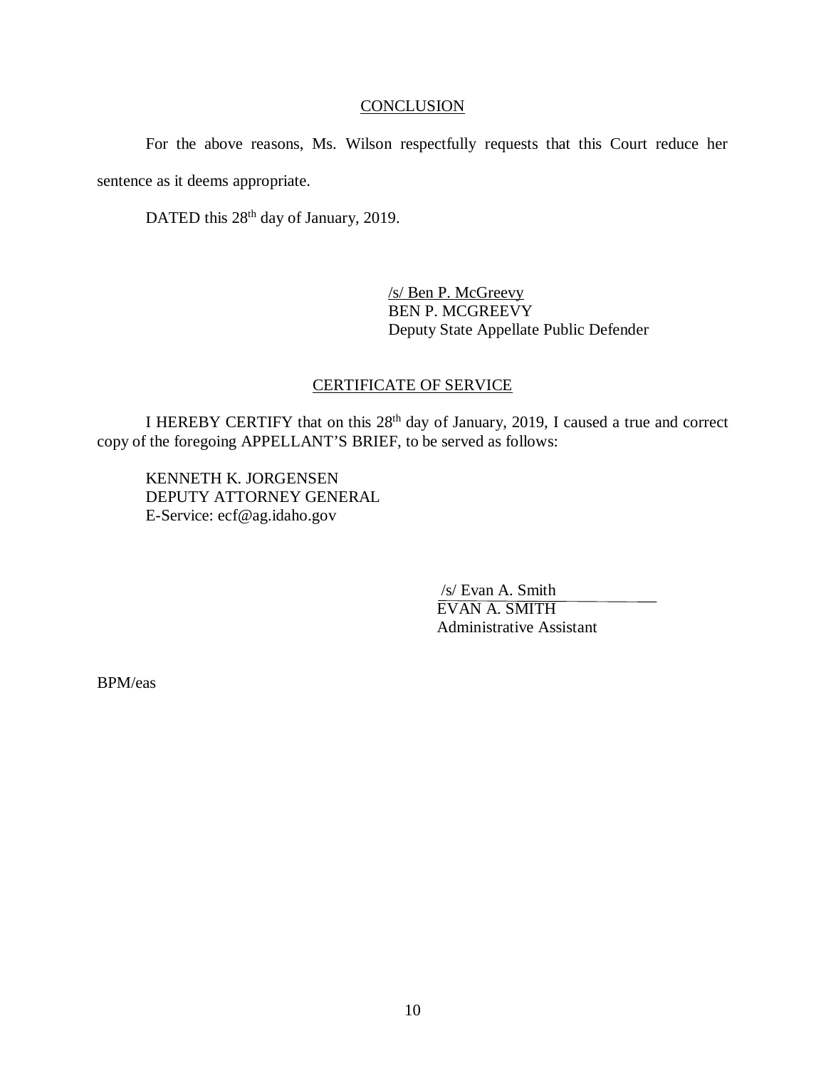## CONCLUSION

For the above reasons, Ms. Wilson respectfully requests that this Court reduce her sentence as it deems appropriate.

DATED this 28th day of January, 2019.

/s/ Ben P. McGreevy
BEN P. MCGREEVY
Deputy State Appellate Public Defender

## CERTIFICATE OF SERVICE

I HEREBY CERTIFY that on this 28th day of January, 2019, I caused a true and correct copy of the foregoing APPELLANT'S BRIEF, to be served as follows:

KENNETH K. JORGENSEN
DEPUTY ATTORNEY GENERAL
E-Service: ecf@ag.idaho.gov

/s/ Evan A. Smith
EVAN A. SMITH
Administrative Assistant

BPM/eas